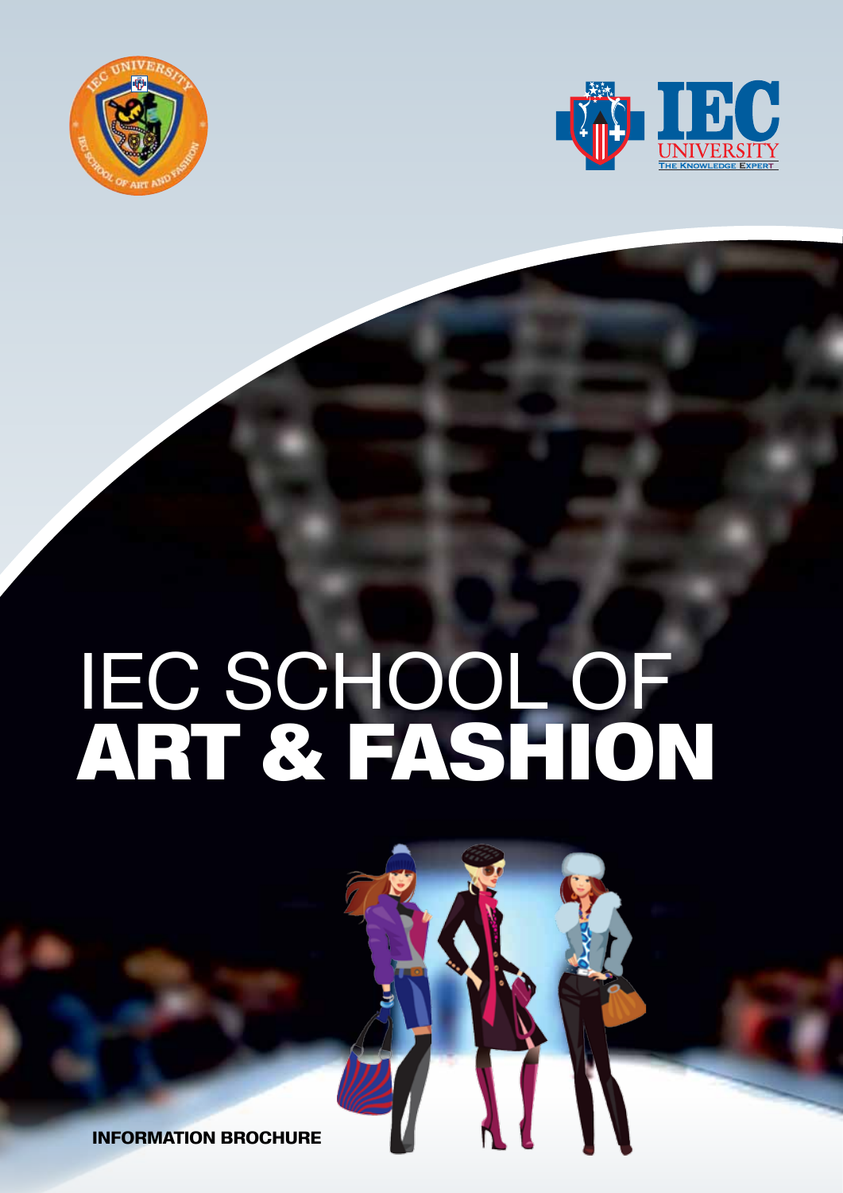# IEC SCHOOL OF ART & FASHION

INFORMATION BROCHURE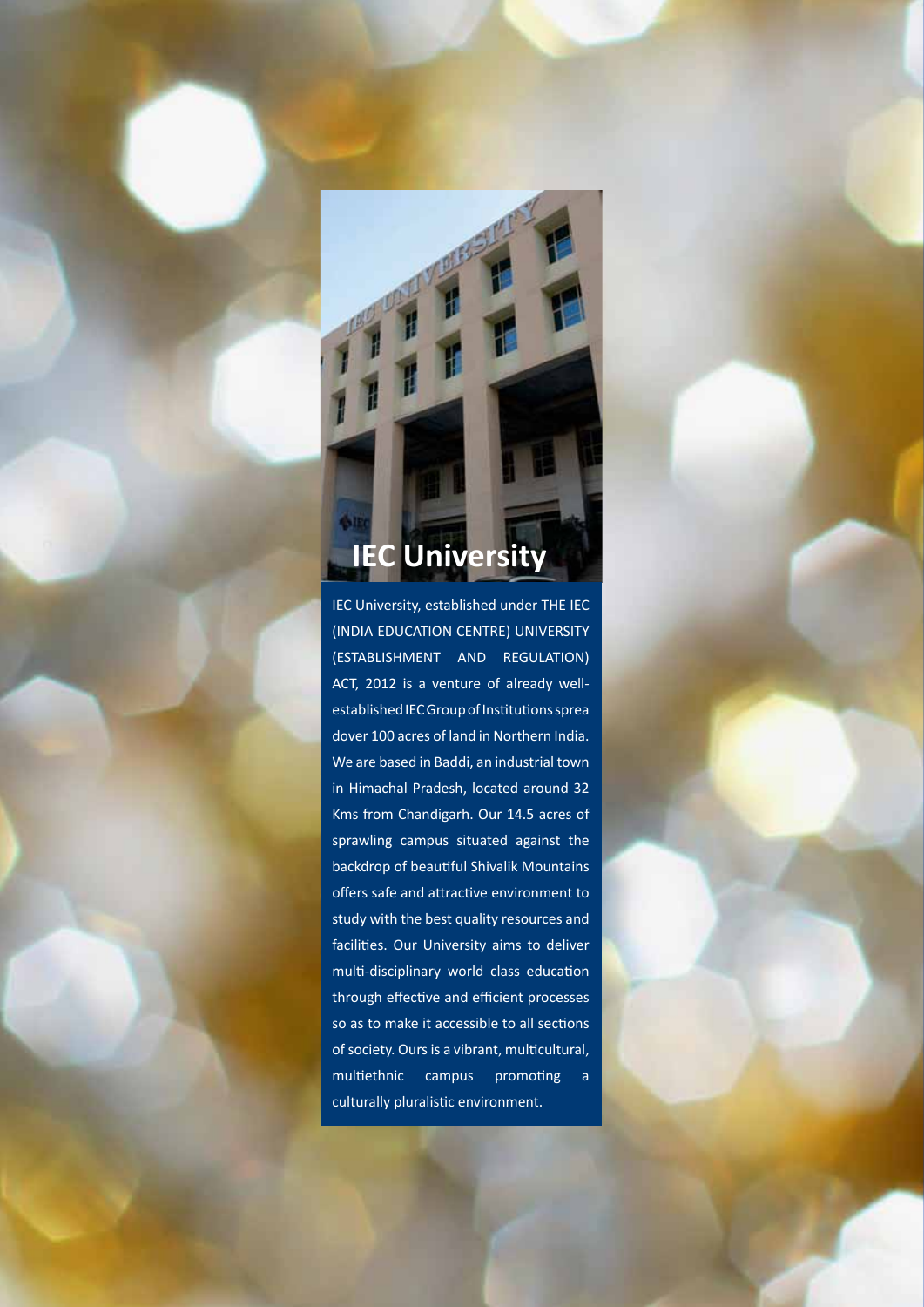# IEC University

IEC University, established under THE IEC (INDIA EDUCATION CENTRE) UNIVERSITY (ESTABLISHMENT AND REGULATION) ACT, 2012 is a venture of already well-established IEC Group of Institutions sprea dover 100 acres of land in Northern India. We are based in Baddi, an industrial town in Himachal Pradesh, located around 32 Kms from Chandigarh. Our 14.5 acres of sprawling campus situated against the backdrop of beautiful Shivalik Mountains offers safe and attractive environment to study with the best quality resources and facilities. Our University aims to deliver multi-disciplinary world class education through effective and efficient processes so as to make it accessible to all sections of society. Ours is a vibrant, multicultural, multiethnic campus promoting a culturally pluralistic environment.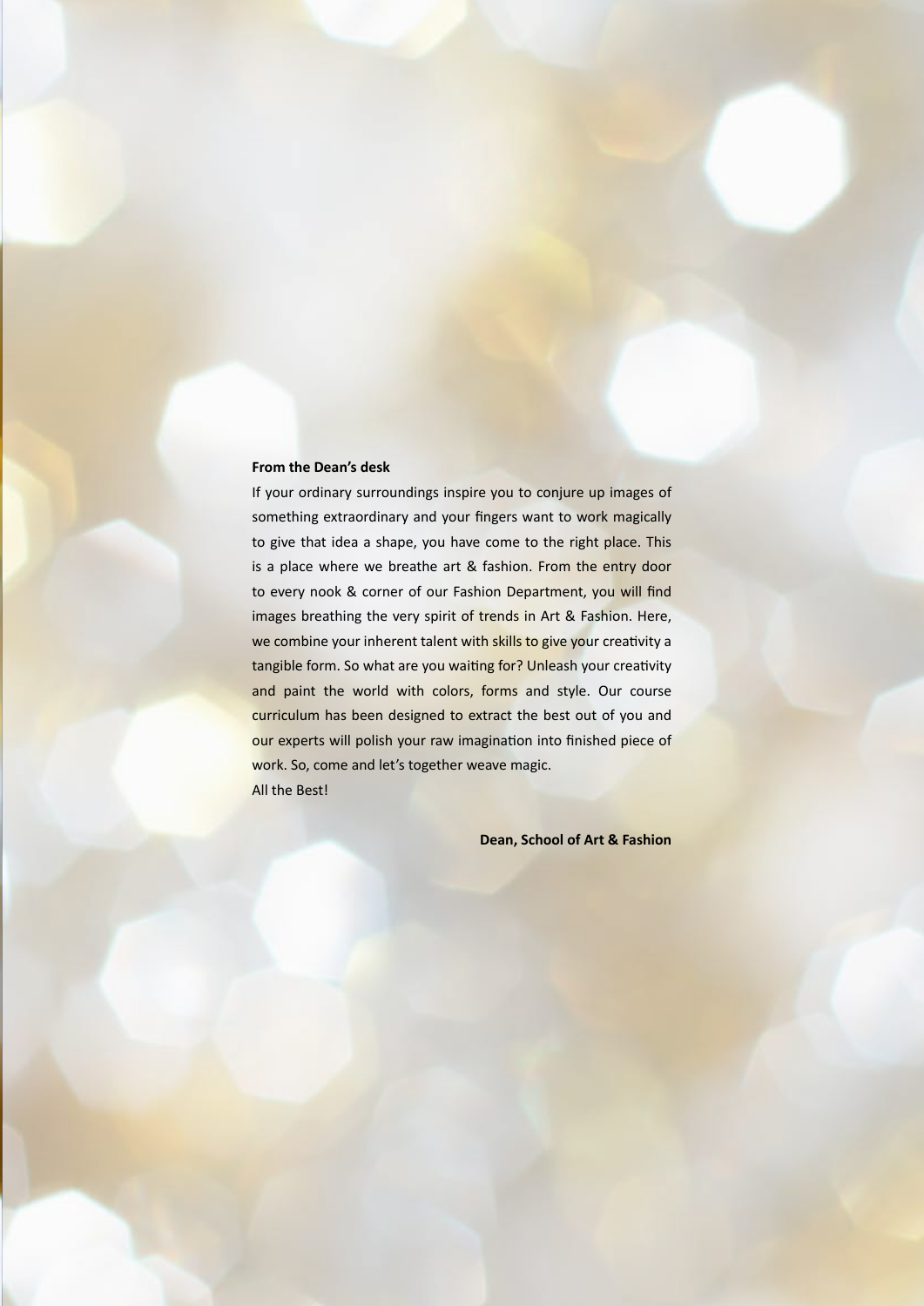**From the Dean's desk**

If your ordinary surroundings inspire you to conjure up images of something extraordinary and your fingers want to work magically to give that idea a shape, you have come to the right place. This is a place where we breathe art & fashion. From the entry door to every nook & corner of our Fashion Department, you will find images breathing the very spirit of trends in Art & Fashion. Here, we combine your inherent talent with skills to give your creativity a tangible form. So what are you waiting for? Unleash your creativity and paint the world with colors, forms and style. Our course curriculum has been designed to extract the best out of you and our experts will polish your raw imagination into finished piece of work. So, come and let's together weave magic.

All the Best!

**Dean, School of Art & Fashion**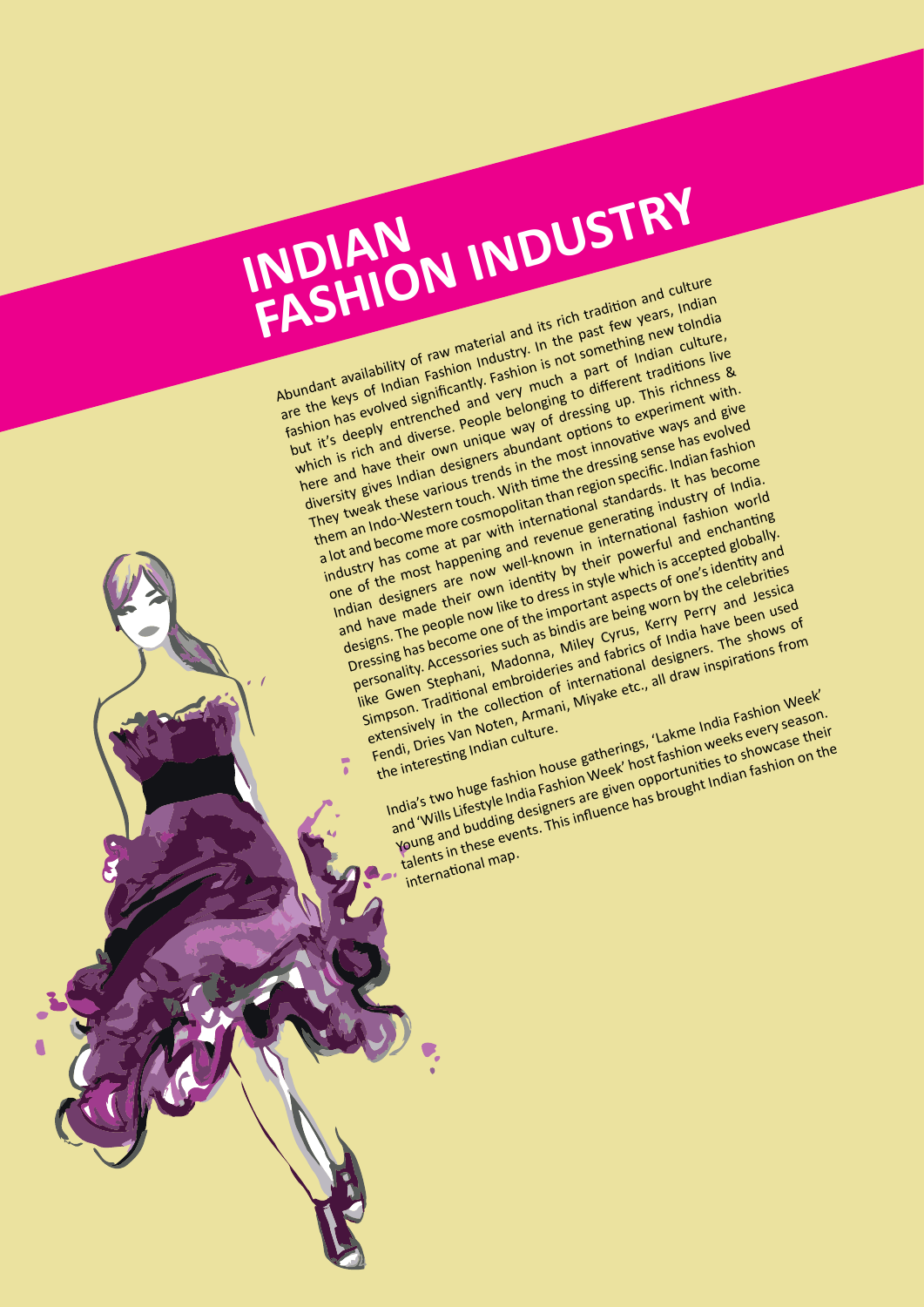# INDIAN FASHION INDUSTRY

Abundant availability of raw material and its rich tradition and culture are the keys of Indian Fashion Industry. In the past few years, Indian fashion has evolved significantly. Fashion is not something new toIndia but it's deeply entrenched and very much a part of Indian culture, which is rich and diverse. People belonging to different traditions live here and have their own unique way of dressing up. This richness & diversity gives Indian designers abundant options to experiment with. They tweak these various trends in the most innovative ways and give them an Indo-Western touch. With time the dressing sense has evolved a lot and become more cosmopolitan than region specific. Indian fashion industry has come at par with international standards. It has become one of the most happening and revenue generating industry of India. Indian designers are now well-known in international fashion world and have made their own identity by their powerful and enchanting designs. The people now like to dress in style which is accepted globally. Dressing has become one of the important aspects of one's identity and personality. Accessories such as bindis are being worn by the celebrities like Gwen Stephani, Madonna, Miley Cyrus, Kerry Perry and Jessica Simpson. Traditional embroideries and fabrics of India have been used extensively in the collection of international designers. The shows of Fendi, Dries Van Noten, Armani, Miyake etc., all draw inspirations from the interesting Indian culture.

India's two huge fashion house gatherings, 'Lakme India Fashion Week' and 'Wills Lifestyle India Fashion Week' host fashion weeks every season. Young and budding designers are given opportunities to showcase their talents in these events. This influence has brought Indian fashion on the international map.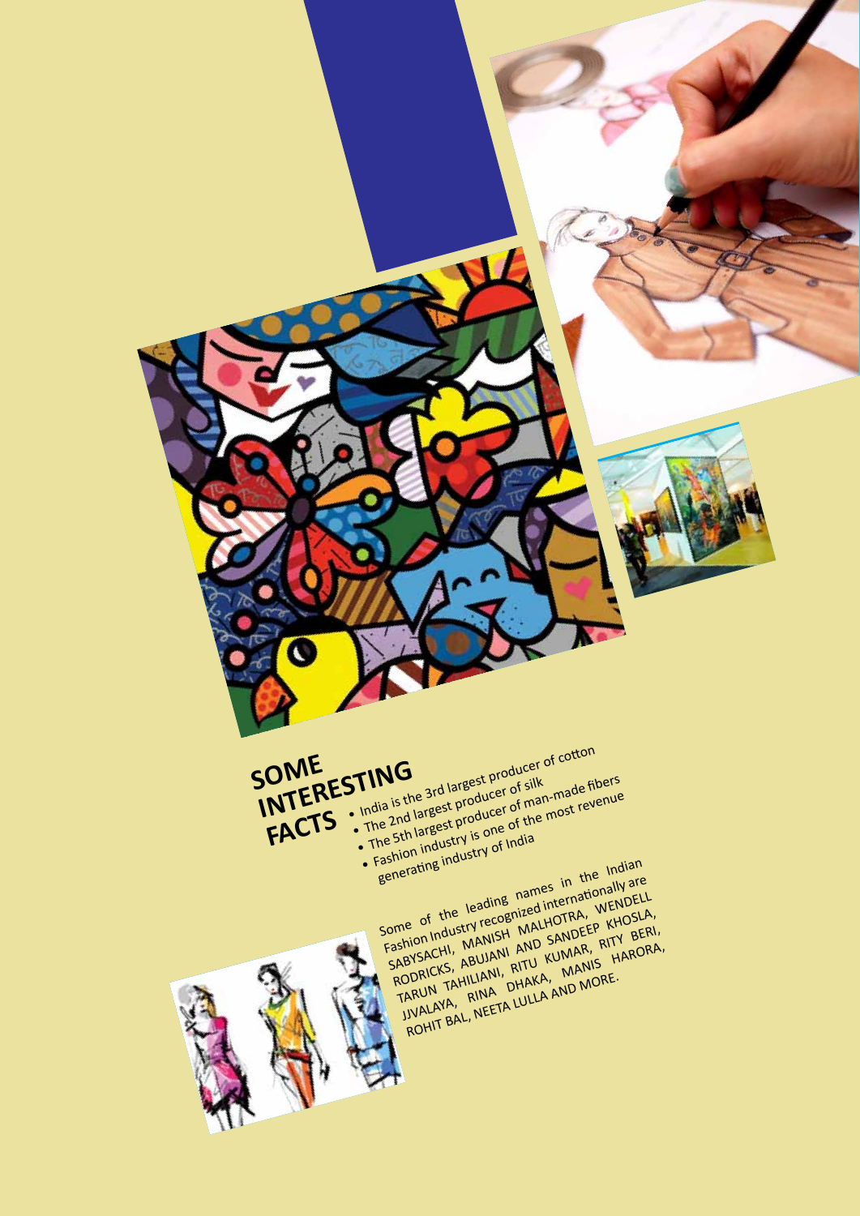## SOME INTERESTING FACTS

- India is the 3rd largest producer of cotton
- The 2nd largest producer of silk
- The 5th largest producer of man-made fibers
- Fashion industry is one of the most revenue generating industry of India

Some of the leading names in the Indian Fashion Industry recognized internationally are SABYSACHI, MANISH MALHOTRA, WENDELL RODRICKS, ABUJANI AND SANDEEP KHOSLA, TARUN TAHILIANI, RITU KUMAR, RITY BERI, JJVALAYA, RINA DHAKA, MANIS HARORA, ROHIT BAL, NEETA LULLA AND MORE.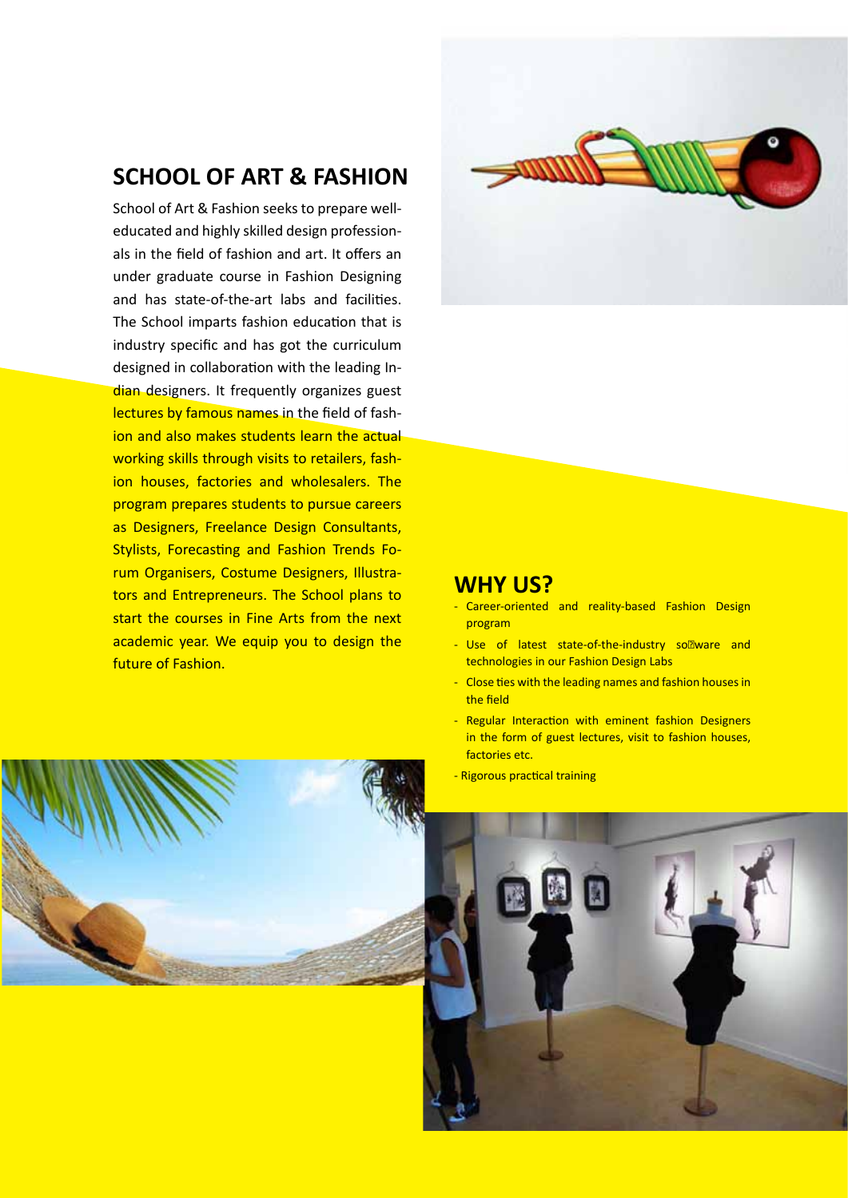## SCHOOL OF ART & FASHION

School of Art & Fashion seeks to prepare well-educated and highly skilled design professionals in the field of fashion and art. It offers an under graduate course in Fashion Designing and has state-of-the-art labs and facilities. The School imparts fashion education that is industry specific and has got the curriculum designed in collaboration with the leading Indian designers. It frequently organizes guest lectures by famous names in the field of fashion and also makes students learn the actual working skills through visits to retailers, fashion houses, factories and wholesalers. The program prepares students to pursue careers as Designers, Freelance Design Consultants, Stylists, Forecasting and Fashion Trends Forum Organisers, Costume Designers, Illustrators and Entrepreneurs. The School plans to start the courses in Fine Arts from the next academic year. We equip you to design the future of Fashion.

## WHY US?

- Career-oriented and reality-based Fashion Design program
- Use of latest state-of-the-industry software and technologies in our Fashion Design Labs
- Close ties with the leading names and fashion houses in the field
- Regular Interaction with eminent fashion Designers in the form of guest lectures, visit to fashion houses, factories etc.
- Rigorous practical training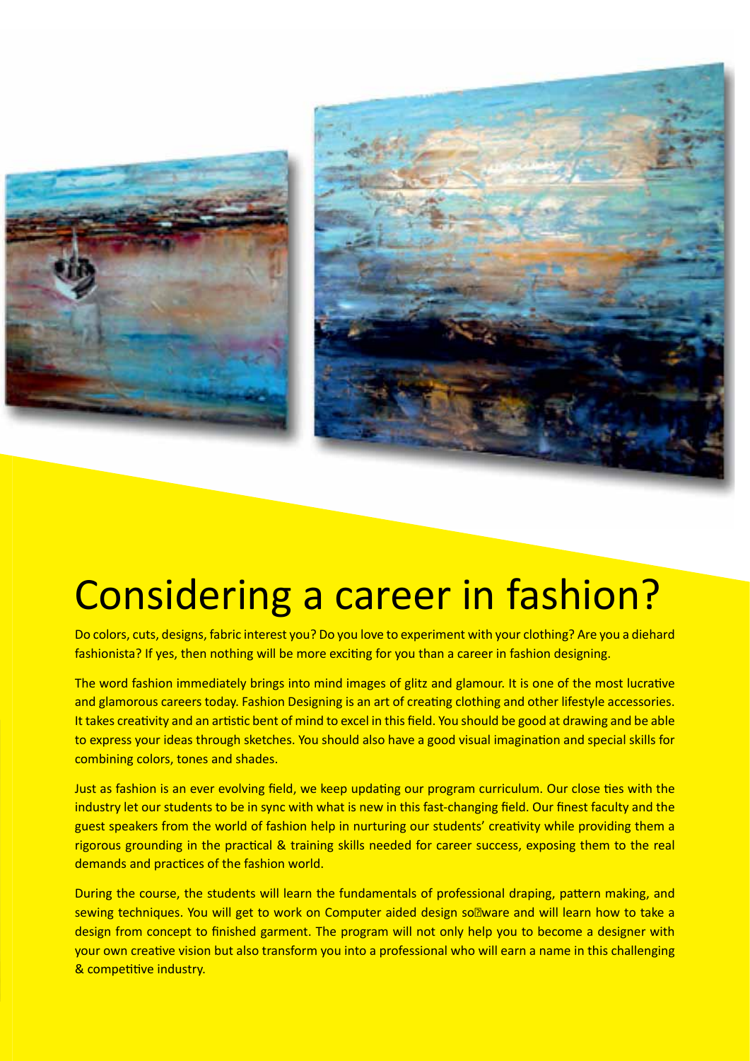# Considering a career in fashion?

Do colors, cuts, designs, fabric interest you? Do you love to experiment with your clothing? Are you a diehard fashionista? If yes, then nothing will be more exciting for you than a career in fashion designing.

The word fashion immediately brings into mind images of glitz and glamour. It is one of the most lucrative and glamorous careers today. Fashion Designing is an art of creating clothing and other lifestyle accessories. It takes creativity and an artistic bent of mind to excel in this field. You should be good at drawing and be able to express your ideas through sketches. You should also have a good visual imagination and special skills for combining colors, tones and shades.

Just as fashion is an ever evolving field, we keep updating our program curriculum. Our close ties with the industry let our students to be in sync with what is new in this fast-changing field. Our finest faculty and the guest speakers from the world of fashion help in nurturing our students' creativity while providing them a rigorous grounding in the practical & training skills needed for career success, exposing them to the real demands and practices of the fashion world.

During the course, the students will learn the fundamentals of professional draping, pattern making, and sewing techniques. You will get to work on Computer aided design software and will learn how to take a design from concept to finished garment. The program will not only help you to become a designer with your own creative vision but also transform you into a professional who will earn a name in this challenging & competitive industry.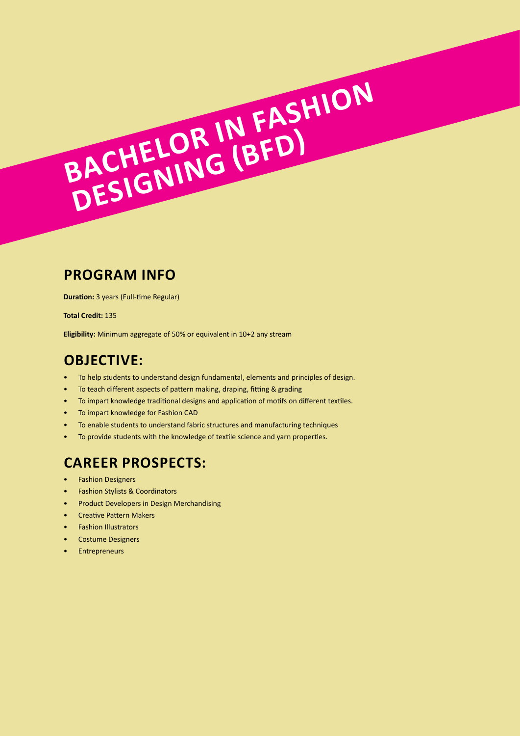# BACHELOR IN FASHION DESIGNING (BFD)

## PROGRAM INFO

**Duration:** 3 years (Full-time Regular)

**Total Credit:** 135

**Eligibility:** Minimum aggregate of 50% or equivalent in 10+2 any stream

## OBJECTIVE:

- To help students to understand design fundamental, elements and principles of design.
- To teach different aspects of pattern making, draping, fitting & grading
- To impart knowledge traditional designs and application of motifs on different textiles.
- To impart knowledge for Fashion CAD
- To enable students to understand fabric structures and manufacturing techniques
- To provide students with the knowledge of textile science and yarn properties.

## CAREER PROSPECTS:

- Fashion Designers
- Fashion Stylists & Coordinators
- Product Developers in Design Merchandising
- Creative Pattern Makers
- Fashion Illustrators
- Costume Designers
- Entrepreneurs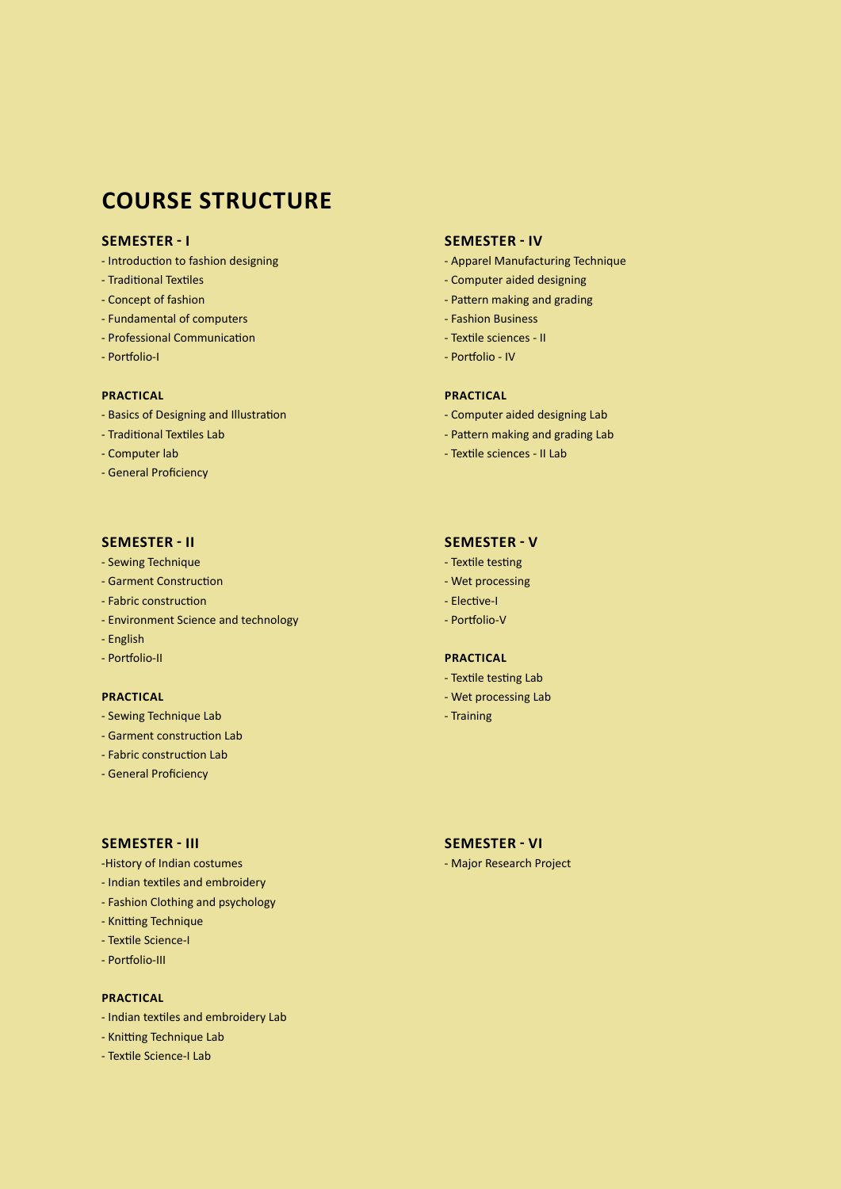# COURSE STRUCTURE

## SEMESTER - I

- Introduction to fashion designing
- Traditional Textiles
- Concept of fashion
- Fundamental of computers
- Professional Communication
- Portfolio-I

### PRACTICAL

- Basics of Designing and Illustration
- Traditional Textiles Lab
- Computer lab
- General Proficiency

## SEMESTER - II

- Sewing Technique
- Garment Construction
- Fabric construction
- Environment Science and technology
- English
- Portfolio-II

### PRACTICAL

- Sewing Technique Lab
- Garment construction Lab
- Fabric construction Lab
- General Proficiency

## SEMESTER - III

- History of Indian costumes
- Indian textiles and embroidery
- Fashion Clothing and psychology
- Knitting Technique
- Textile Science-I
- Portfolio-III

### PRACTICAL

- Indian textiles and embroidery Lab
- Knitting Technique Lab
- Textile Science-I Lab

## SEMESTER - IV

- Apparel Manufacturing Technique
- Computer aided designing
- Pattern making and grading
- Fashion Business
- Textile sciences - II
- Portfolio - IV

### PRACTICAL

- Computer aided designing Lab
- Pattern making and grading Lab
- Textile sciences - II Lab

## SEMESTER - V

- Textile testing
- Wet processing
- Elective-I
- Portfolio-V

### PRACTICAL

- Textile testing Lab
- Wet processing Lab
- Training

## SEMESTER - VI

- Major Research Project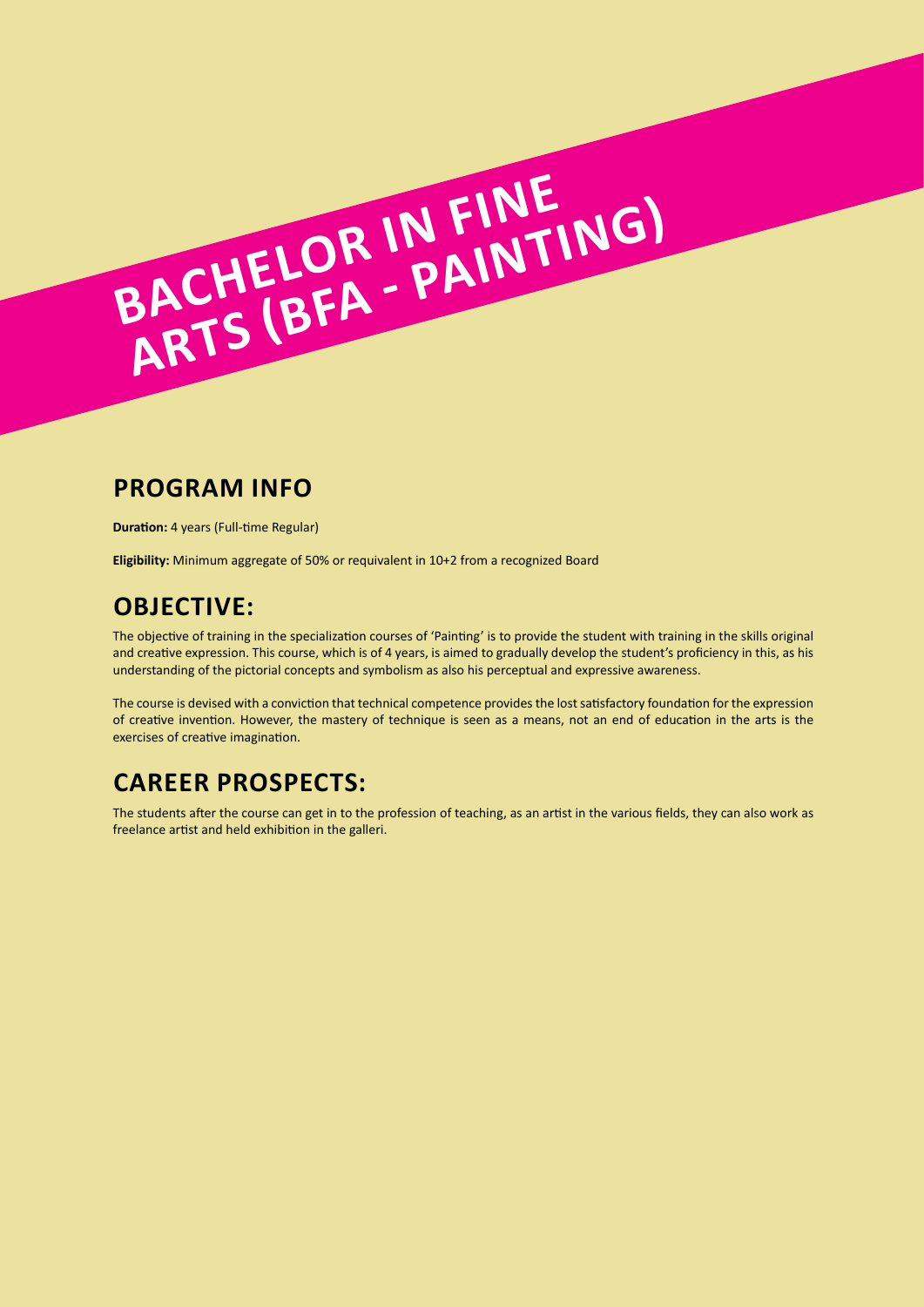# BACHELOR IN FINE ARTS (BFA - PAINTING)

## PROGRAM INFO

**Duration:** 4 years (Full-time Regular)

**Eligibility:** Minimum aggregate of 50% or requivalent in 10+2 from a recognized Board

## OBJECTIVE:

The objective of training in the specialization courses of 'Painting' is to provide the student with training in the skills original and creative expression. This course, which is of 4 years, is aimed to gradually develop the student's proficiency in this, as his understanding of the pictorial concepts and symbolism as also his perceptual and expressive awareness.

The course is devised with a conviction that technical competence provides the lost satisfactory foundation for the expression of creative invention. However, the mastery of technique is seen as a means, not an end of education in the arts is the exercises of creative imagination.

## CAREER PROSPECTS:

The students after the course can get in to the profession of teaching, as an artist in the various fields, they can also work as freelance artist and held exhibition in the galleri.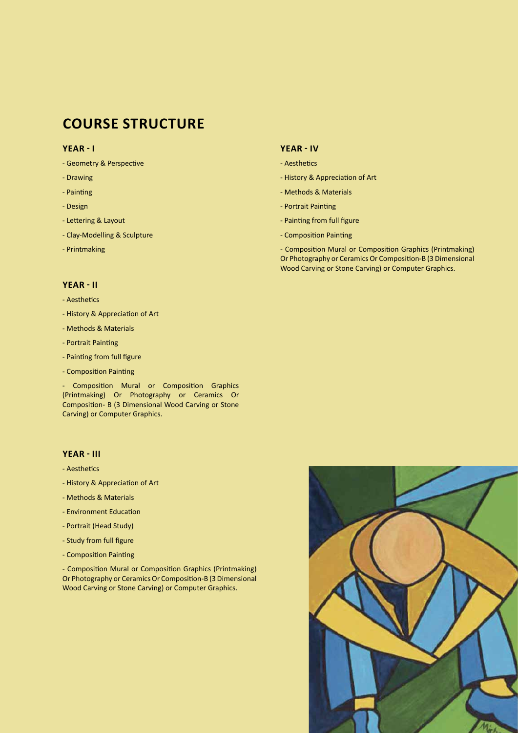# COURSE STRUCTURE

## YEAR - I

- Geometry & Perspective
- Drawing
- Painting
- Design
- Lettering & Layout
- Clay-Modelling & Sculpture
- Printmaking

## YEAR - II

- Aesthetics
- History & Appreciation of Art
- Methods & Materials
- Portrait Painting
- Painting from full figure
- Composition Painting
- Composition Mural or Composition Graphics (Printmaking) Or Photography or Ceramics Or Composition- B (3 Dimensional Wood Carving or Stone Carving) or Computer Graphics.

## YEAR - III

- Aesthetics
- History & Appreciation of Art
- Methods & Materials
- Environment Education
- Portrait (Head Study)
- Study from full figure
- Composition Painting
- Composition Mural or Composition Graphics (Printmaking) Or Photography or Ceramics Or Composition-B (3 Dimensional Wood Carving or Stone Carving) or Computer Graphics.

## YEAR - IV

- Aesthetics
- History & Appreciation of Art
- Methods & Materials
- Portrait Painting
- Painting from full figure
- Composition Painting
- Composition Mural or Composition Graphics (Printmaking) Or Photography or Ceramics Or Composition-B (3 Dimensional Wood Carving or Stone Carving) or Computer Graphics.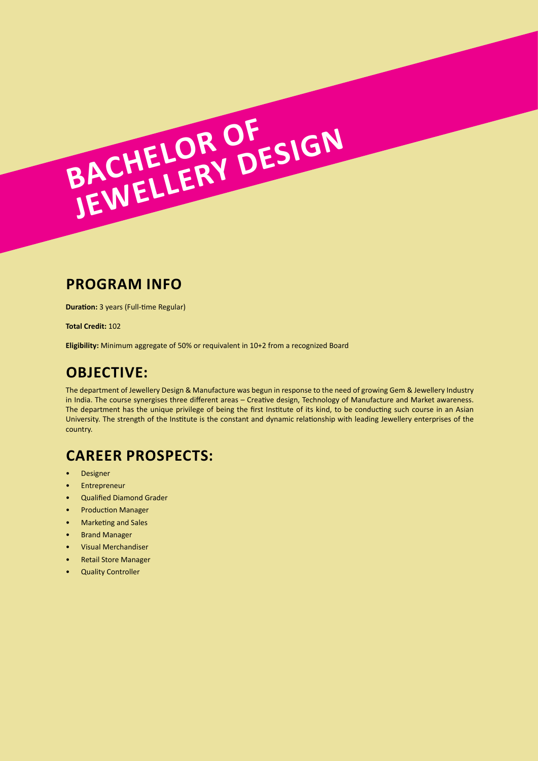# BACHELOR OF JEWELLERY DESIGN

## PROGRAM INFO

**Duration:** 3 years (Full-time Regular)

**Total Credit:** 102

**Eligibility:** Minimum aggregate of 50% or requivalent in 10+2 from a recognized Board

## OBJECTIVE:

The department of Jewellery Design & Manufacture was begun in response to the need of growing Gem & Jewellery Industry in India. The course synergises three different areas – Creative design, Technology of Manufacture and Market awareness. The department has the unique privilege of being the first Institute of its kind, to be conducting such course in an Asian University. The strength of the Institute is the constant and dynamic relationship with leading Jewellery enterprises of the country.

## CAREER PROSPECTS:

- Designer
- Entrepreneur
- Qualified Diamond Grader
- Production Manager
- Marketing and Sales
- Brand Manager
- Visual Merchandiser
- Retail Store Manager
- Quality Controller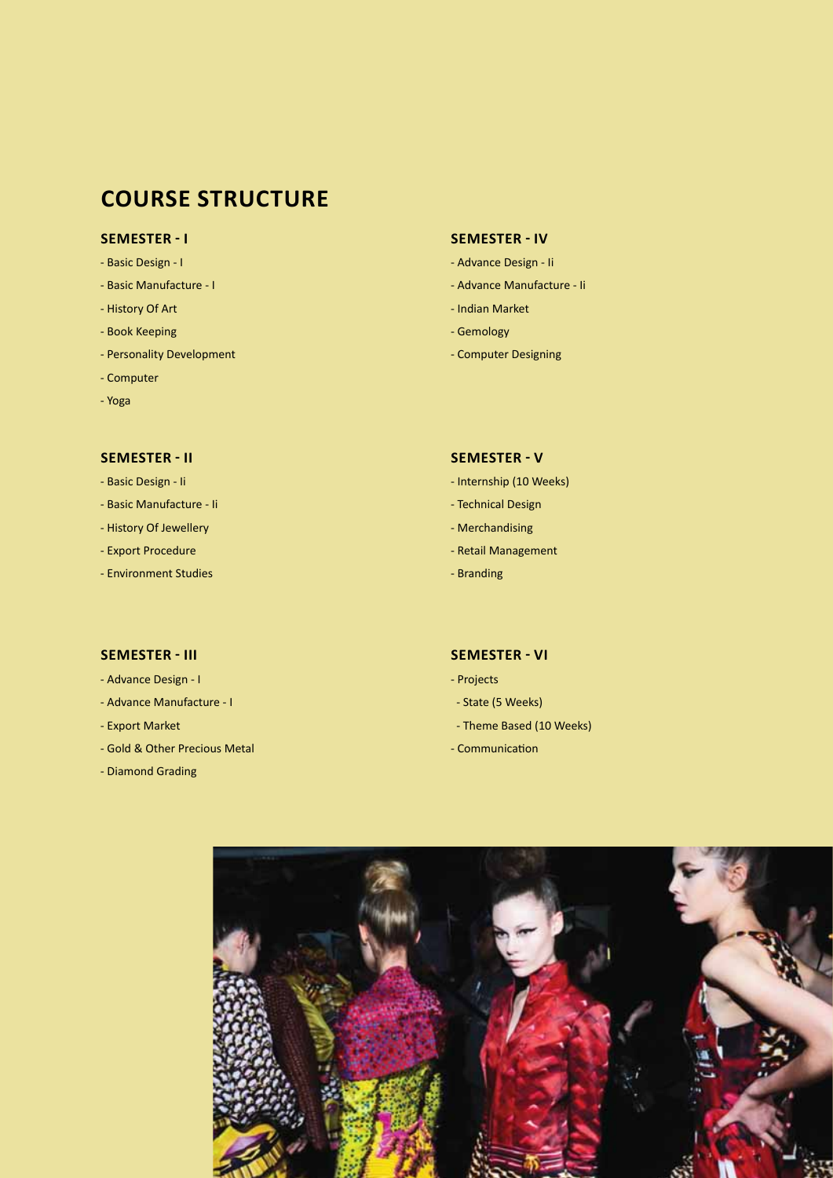# COURSE STRUCTURE

### SEMESTER - I

- Basic Design - I
- Basic Manufacture - I
- History Of Art
- Book Keeping
- Personality Development
- Computer
- Yoga

### SEMESTER - II

- Basic Design - Ii
- Basic Manufacture - Ii
- History Of Jewellery
- Export Procedure
- Environment Studies

### SEMESTER - III

- Advance Design - I
- Advance Manufacture - I
- Export Market
- Gold & Other Precious Metal
- Diamond Grading

### SEMESTER - IV

- Advance Design - Ii
- Advance Manufacture - Ii
- Indian Market
- Gemology
- Computer Designing

### SEMESTER - V

- Internship (10 Weeks)
- Technical Design
- Merchandising
- Retail Management
- Branding

### SEMESTER - VI

- Projects
  - State (5 Weeks)
  - Theme Based (10 Weeks)
- Communication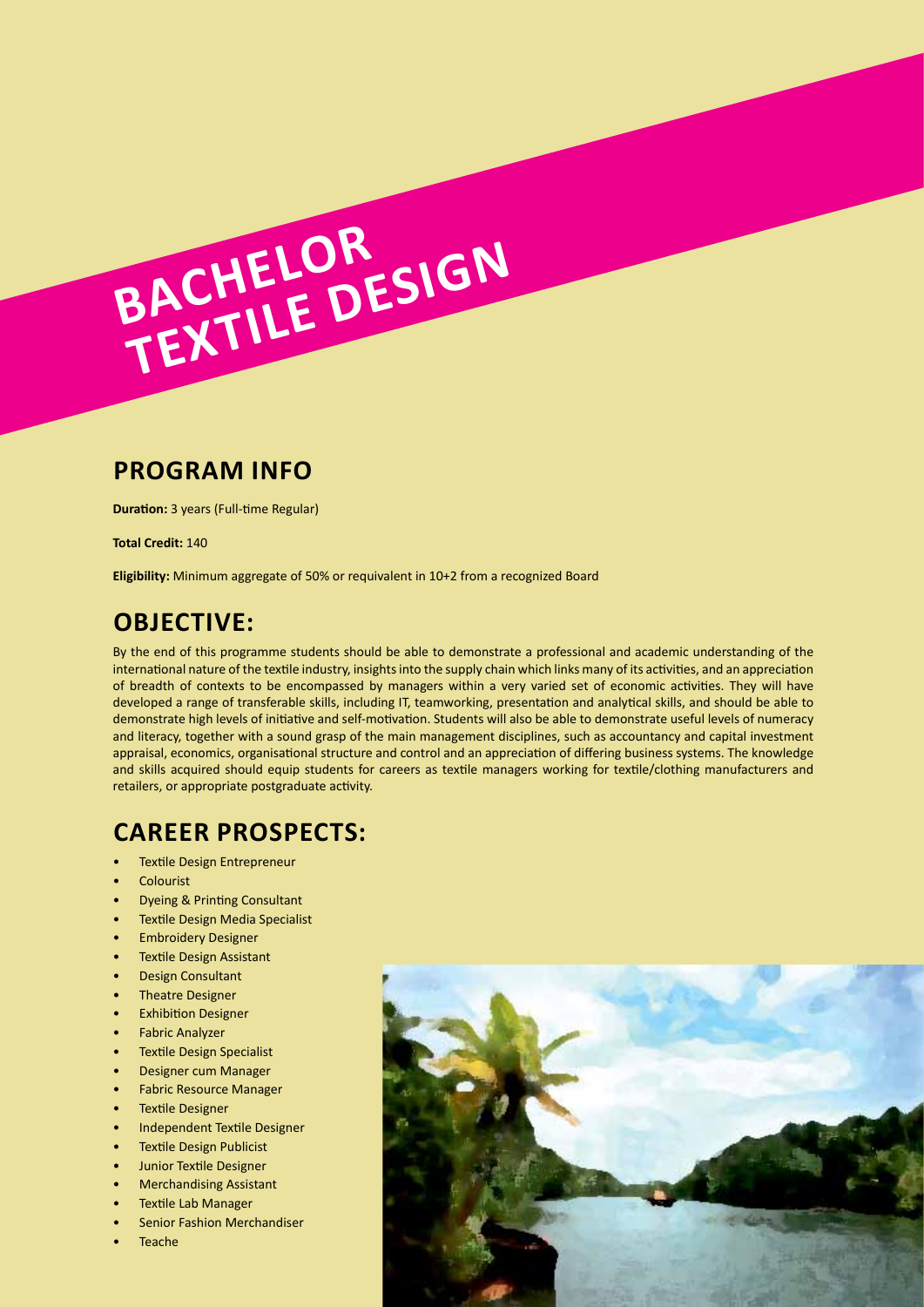# BACHELOR TEXTILE DESIGN

## PROGRAM INFO

**Duration:** 3 years (Full-time Regular)

**Total Credit:** 140

**Eligibility:** Minimum aggregate of 50% or requivalent in 10+2 from a recognized Board

## OBJECTIVE:

By the end of this programme students should be able to demonstrate a professional and academic understanding of the international nature of the textile industry, insights into the supply chain which links many of its activities, and an appreciation of breadth of contexts to be encompassed by managers within a very varied set of economic activities. They will have developed a range of transferable skills, including IT, teamworking, presentation and analytical skills, and should be able to demonstrate high levels of initiative and self-motivation. Students will also be able to demonstrate useful levels of numeracy and literacy, together with a sound grasp of the main management disciplines, such as accountancy and capital investment appraisal, economics, organisational structure and control and an appreciation of differing business systems. The knowledge and skills acquired should equip students for careers as textile managers working for textile/clothing manufacturers and retailers, or appropriate postgraduate activity.

## CAREER PROSPECTS:

- Textile Design Entrepreneur
- Colourist
- Dyeing & Printing Consultant
- Textile Design Media Specialist
- Embroidery Designer
- Textile Design Assistant
- Design Consultant
- Theatre Designer
- Exhibition Designer
- Fabric Analyzer
- Textile Design Specialist
- Designer cum Manager
- Fabric Resource Manager
- Textile Designer
- Independent Textile Designer
- Textile Design Publicist
- Junior Textile Designer
- Merchandising Assistant
- Textile Lab Manager
- Senior Fashion Merchandiser
- Teache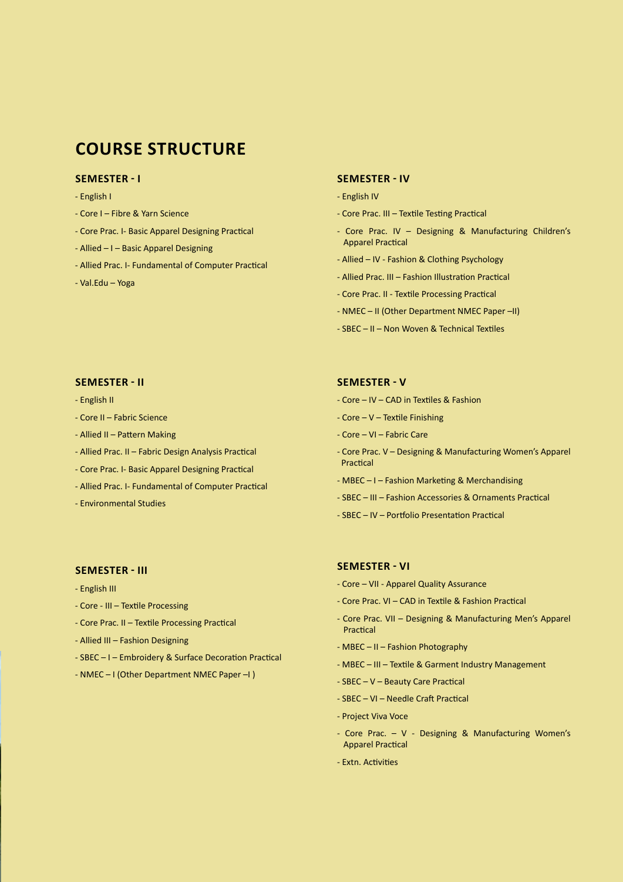# COURSE STRUCTURE

### SEMESTER - I

- English I
- Core I – Fibre & Yarn Science
- Core Prac. I- Basic Apparel Designing Practical
- Allied – I – Basic Apparel Designing
- Allied Prac. I- Fundamental of Computer Practical
- Val.Edu – Yoga

### SEMESTER - II

- English II
- Core II – Fabric Science
- Allied II – Pattern Making
- Allied Prac. II – Fabric Design Analysis Practical
- Core Prac. I- Basic Apparel Designing Practical
- Allied Prac. I- Fundamental of Computer Practical
- Environmental Studies

### SEMESTER - III

- English III
- Core - III – Textile Processing
- Core Prac. II – Textile Processing Practical
- Allied III – Fashion Designing
- SBEC – I – Embroidery & Surface Decoration Practical
- NMEC – I (Other Department NMEC Paper –I )

### SEMESTER - IV

- English IV
- Core Prac. III – Textile Testing Practical
- Core Prac. IV – Designing & Manufacturing Children's Apparel Practical
- Allied – IV - Fashion & Clothing Psychology
- Allied Prac. III – Fashion Illustration Practical
- Core Prac. II - Textile Processing Practical
- NMEC – II (Other Department NMEC Paper –II)
- SBEC – II – Non Woven & Technical Textiles

### SEMESTER - V

- Core – IV – CAD in Textiles & Fashion
- Core – V – Textile Finishing
- Core – VI – Fabric Care
- Core Prac. V – Designing & Manufacturing Women's Apparel Practical
- MBEC – I – Fashion Marketing & Merchandising
- SBEC – III – Fashion Accessories & Ornaments Practical
- SBEC – IV – Portfolio Presentation Practical

### SEMESTER - VI

- Core – VII - Apparel Quality Assurance
- Core Prac. VI – CAD in Textile & Fashion Practical
- Core Prac. VII – Designing & Manufacturing Men's Apparel Practical
- MBEC – II – Fashion Photography
- MBEC – III – Textile & Garment Industry Management
- SBEC – V – Beauty Care Practical
- SBEC – VI – Needle Craft Practical
- Project Viva Voce
- Core Prac. – V - Designing & Manufacturing Women's Apparel Practical
- Extn. Activities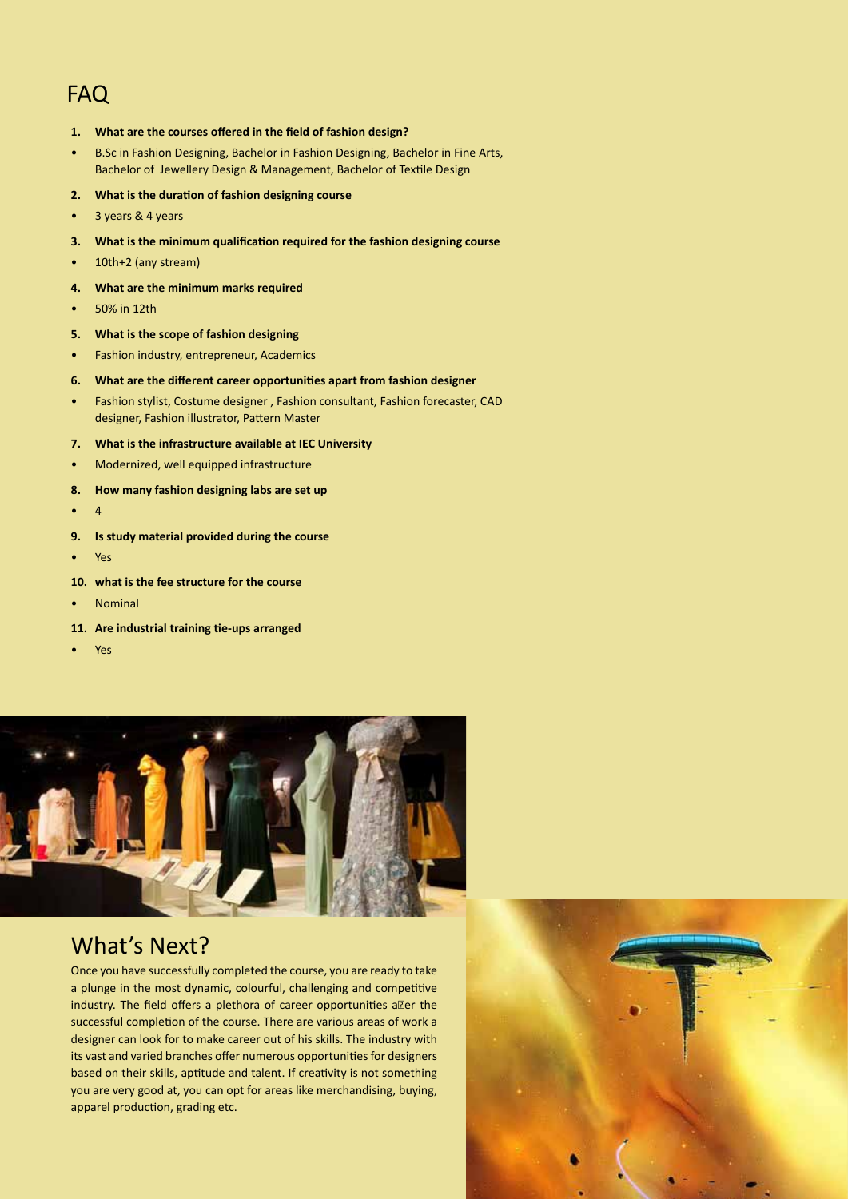# FAQ

1. **What are the courses offered in the field of fashion design?**
- B.Sc in Fashion Designing, Bachelor in Fashion Designing, Bachelor in Fine Arts, Bachelor of Jewellery Design & Management, Bachelor of Textile Design

2. **What is the duration of fashion designing course**
- 3 years & 4 years

3. **What is the minimum qualification required for the fashion designing course**
- 10th+2 (any stream)

4. **What are the minimum marks required**
- 50% in 12th

5. **What is the scope of fashion designing**
- Fashion industry, entrepreneur, Academics

6. **What are the different career opportunities apart from fashion designer**
- Fashion stylist, Costume designer , Fashion consultant, Fashion forecaster, CAD designer, Fashion illustrator, Pattern Master

7. **What is the infrastructure available at IEC University**
- Modernized, well equipped infrastructure

8. **How many fashion designing labs are set up**
- 4

9. **Is study material provided during the course**
- Yes

10. **what is the fee structure for the course**
- Nominal

11. **Are industrial training tie-ups arranged**
- Yes

## What's Next?

Once you have successfully completed the course, you are ready to take a plunge in the most dynamic, colourful, challenging and competitive industry. The field offers a plethora of career opportunities after the successful completion of the course. There are various areas of work a designer can look for to make career out of his skills. The industry with its vast and varied branches offer numerous opportunities for designers based on their skills, aptitude and talent. If creativity is not something you are very good at, you can opt for areas like merchandising, buying, apparel production, grading etc.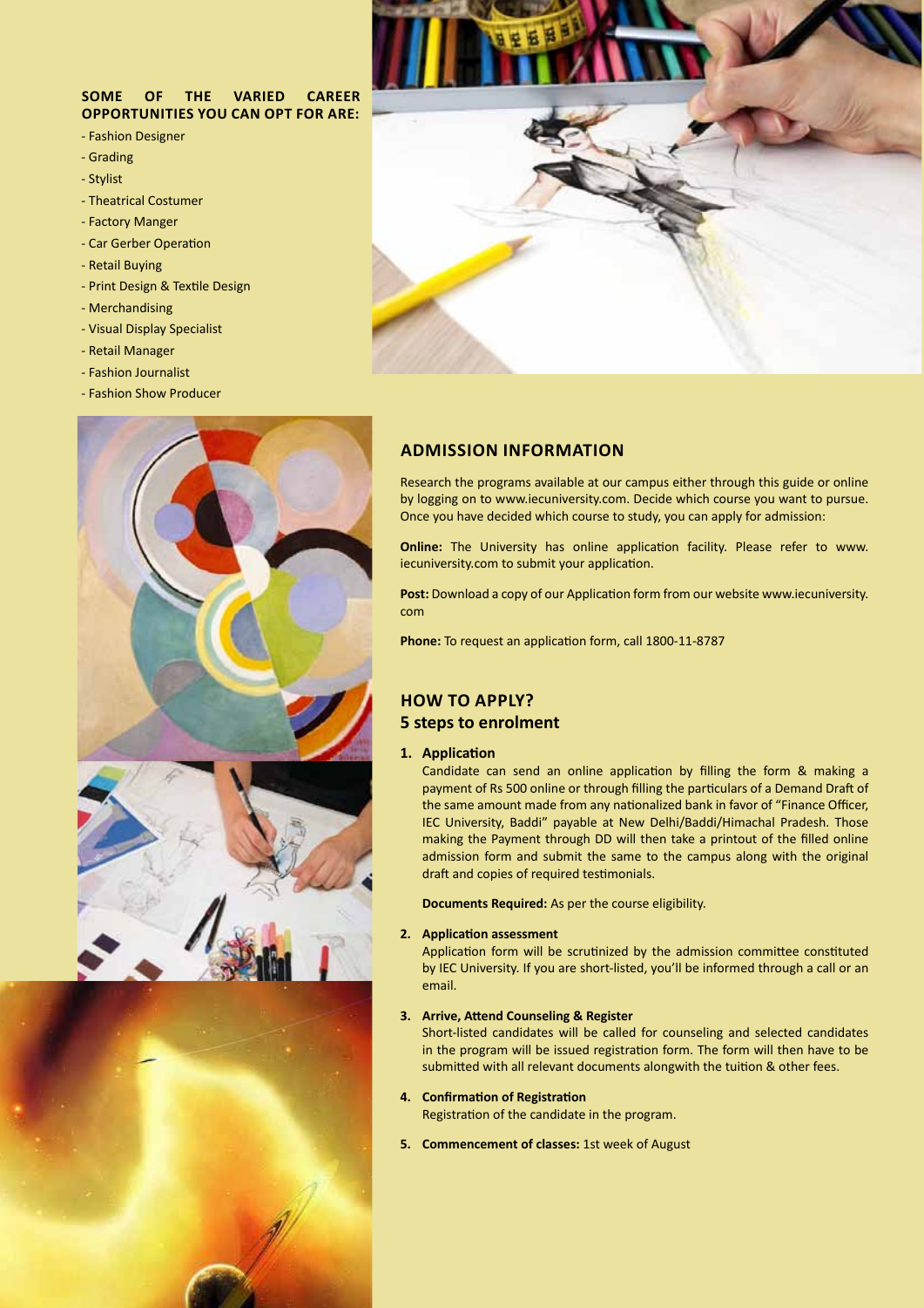**SOME OF THE VARIED CAREER OPPORTUNITIES YOU CAN OPT FOR ARE:**

- Fashion Designer
- Grading
- Stylist
- Theatrical Costumer
- Factory Manger
- Car Gerber Operation
- Retail Buying
- Print Design & Textile Design
- Merchandising
- Visual Display Specialist
- Retail Manager
- Fashion Journalist
- Fashion Show Producer

## ADMISSION INFORMATION

Research the programs available at our campus either through this guide or online by logging on to www.iecuniversity.com. Decide which course you want to pursue. Once you have decided which course to study, you can apply for admission:

**Online:** The University has online application facility. Please refer to www.iecuniversity.com to submit your application.

**Post:** Download a copy of our Application form from our website www.iecuniversity.com

**Phone:** To request an application form, call 1800-11-8787

## HOW TO APPLY?
### 5 steps to enrolment

1. **Application**
   Candidate can send an online application by filling the form & making a payment of Rs 500 online or through filling the particulars of a Demand Draft of the same amount made from any nationalized bank in favor of "Finance Officer, IEC University, Baddi" payable at New Delhi/Baddi/Himachal Pradesh. Those making the Payment through DD will then take a printout of the filled online admission form and submit the same to the campus along with the original draft and copies of required testimonials.

   **Documents Required:** As per the course eligibility.

2. **Application assessment**
   Application form will be scrutinized by the admission committee constituted by IEC University. If you are short-listed, you'll be informed through a call or an email.

3. **Arrive, Attend Counseling & Register**
   Short-listed candidates will be called for counseling and selected candidates in the program will be issued registration form. The form will then have to be submitted with all relevant documents alongwith the tuition & other fees.

4. **Confirmation of Registration**
   Registration of the candidate in the program.

5. **Commencement of classes:** 1st week of August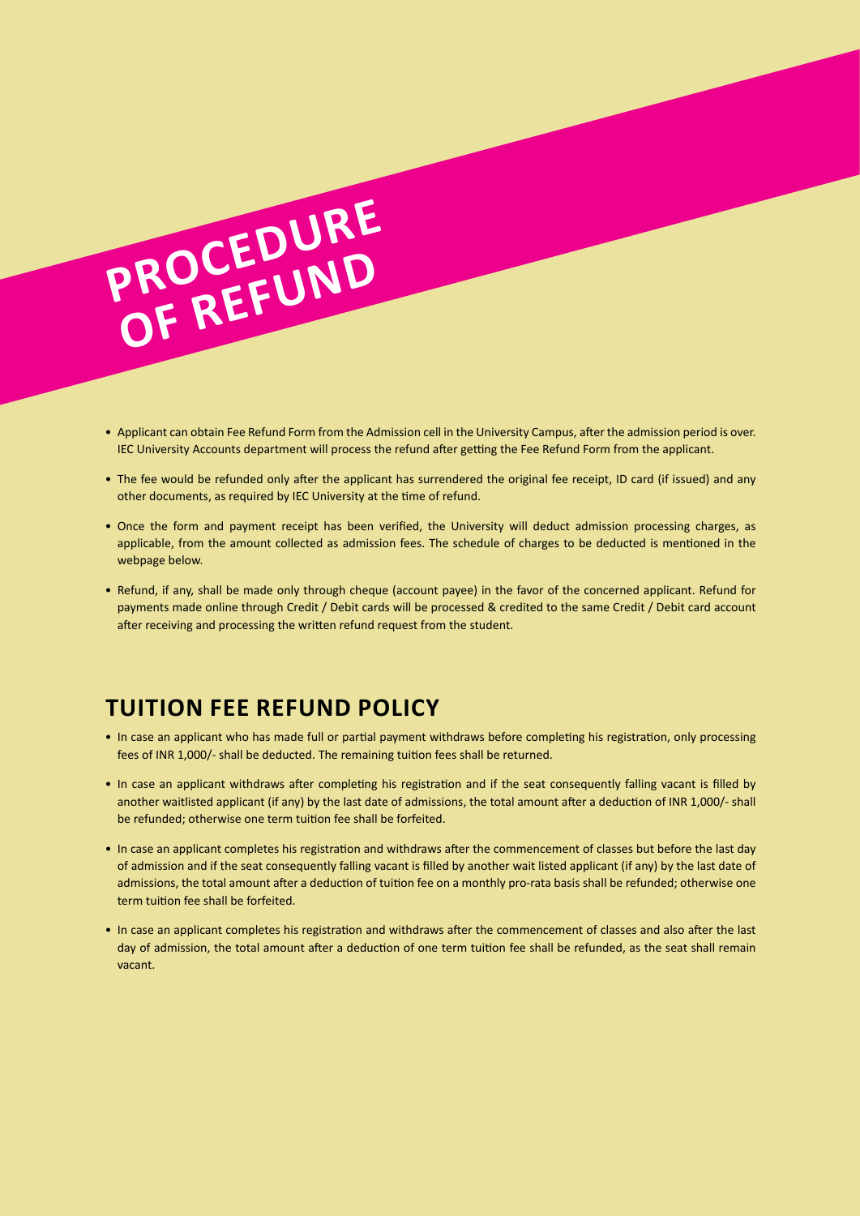# PROCEDURE OF REFUND

- Applicant can obtain Fee Refund Form from the Admission cell in the University Campus, after the admission period is over. IEC University Accounts department will process the refund after getting the Fee Refund Form from the applicant.
- The fee would be refunded only after the applicant has surrendered the original fee receipt, ID card (if issued) and any other documents, as required by IEC University at the time of refund.
- Once the form and payment receipt has been verified, the University will deduct admission processing charges, as applicable, from the amount collected as admission fees. The schedule of charges to be deducted is mentioned in the webpage below.
- Refund, if any, shall be made only through cheque (account payee) in the favor of the concerned applicant. Refund for payments made online through Credit / Debit cards will be processed & credited to the same Credit / Debit card account after receiving and processing the written refund request from the student.

## TUITION FEE REFUND POLICY

- In case an applicant who has made full or partial payment withdraws before completing his registration, only processing fees of INR 1,000/- shall be deducted. The remaining tuition fees shall be returned.
- In case an applicant withdraws after completing his registration and if the seat consequently falling vacant is filled by another waitlisted applicant (if any) by the last date of admissions, the total amount after a deduction of INR 1,000/- shall be refunded; otherwise one term tuition fee shall be forfeited.
- In case an applicant completes his registration and withdraws after the commencement of classes but before the last day of admission and if the seat consequently falling vacant is filled by another wait listed applicant (if any) by the last date of admissions, the total amount after a deduction of tuition fee on a monthly pro-rata basis shall be refunded; otherwise one term tuition fee shall be forfeited.
- In case an applicant completes his registration and withdraws after the commencement of classes and also after the last day of admission, the total amount after a deduction of one term tuition fee shall be refunded, as the seat shall remain vacant.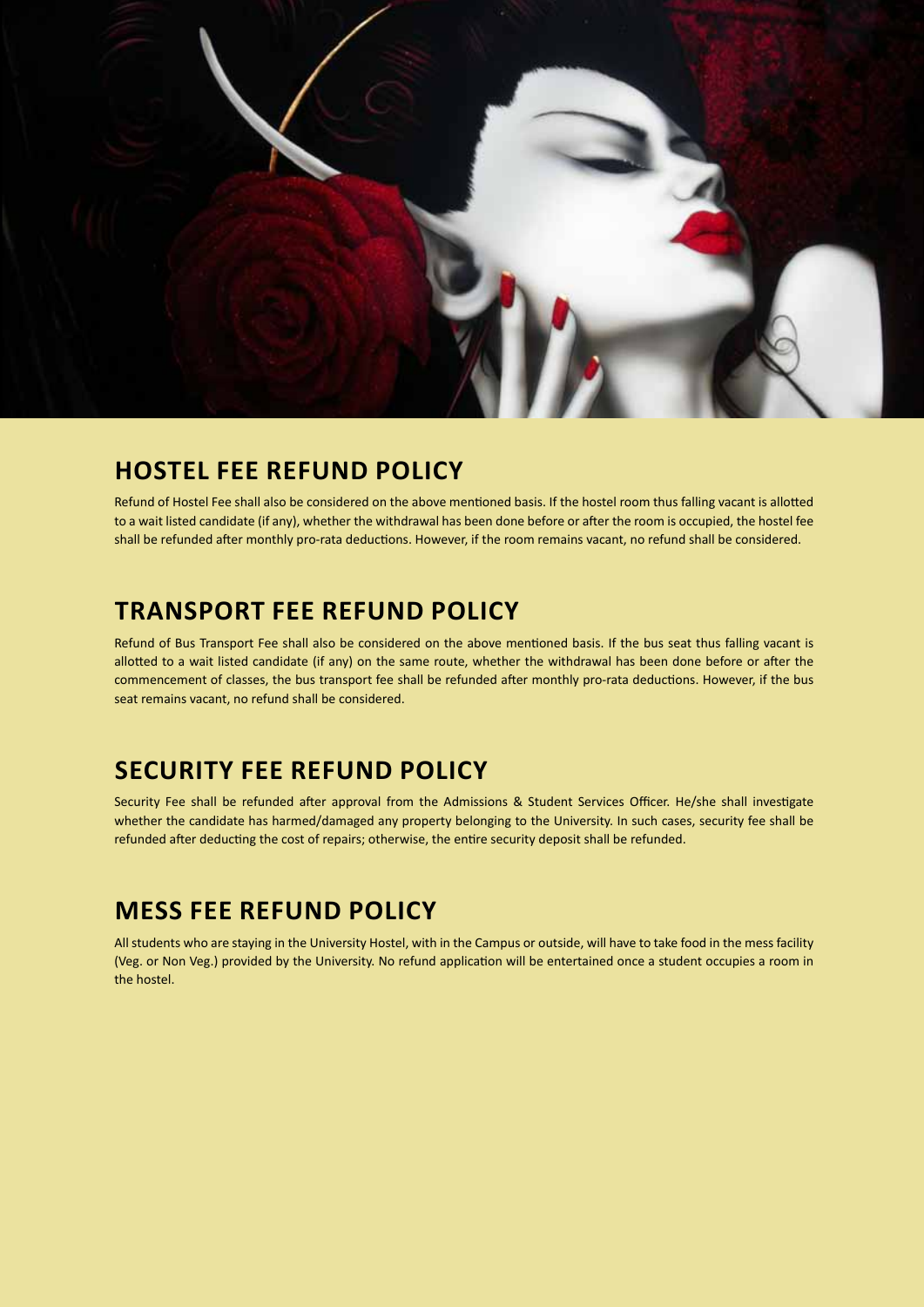## HOSTEL FEE REFUND POLICY

Refund of Hostel Fee shall also be considered on the above mentioned basis. If the hostel room thus falling vacant is allotted to a wait listed candidate (if any), whether the withdrawal has been done before or after the room is occupied, the hostel fee shall be refunded after monthly pro-rata deductions. However, if the room remains vacant, no refund shall be considered.

## TRANSPORT FEE REFUND POLICY

Refund of Bus Transport Fee shall also be considered on the above mentioned basis. If the bus seat thus falling vacant is allotted to a wait listed candidate (if any) on the same route, whether the withdrawal has been done before or after the commencement of classes, the bus transport fee shall be refunded after monthly pro-rata deductions. However, if the bus seat remains vacant, no refund shall be considered.

## SECURITY FEE REFUND POLICY

Security Fee shall be refunded after approval from the Admissions & Student Services Officer. He/she shall investigate whether the candidate has harmed/damaged any property belonging to the University. In such cases, security fee shall be refunded after deducting the cost of repairs; otherwise, the entire security deposit shall be refunded.

## MESS FEE REFUND POLICY

All students who are staying in the University Hostel, with in the Campus or outside, will have to take food in the mess facility (Veg. or Non Veg.) provided by the University. No refund application will be entertained once a student occupies a room in the hostel.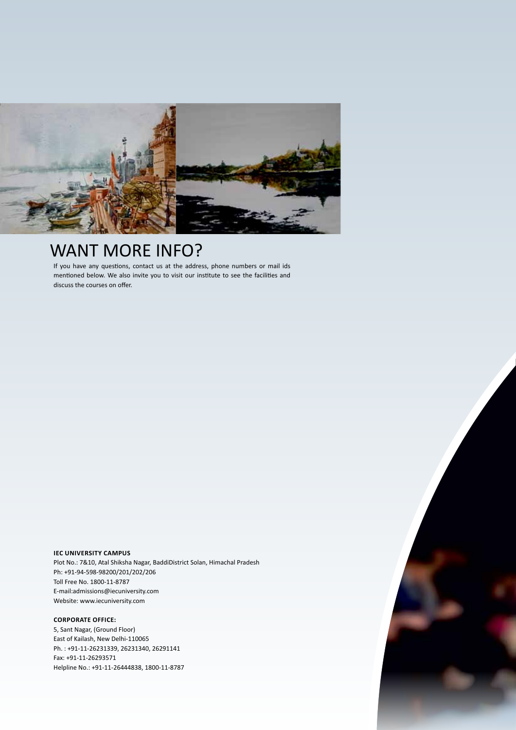# WANT MORE INFO?

If you have any questions, contact us at the address, phone numbers or mail ids mentioned below. We also invite you to visit our institute to see the facilities and discuss the courses on offer.

**IEC UNIVERSITY CAMPUS**

Plot No.: 7&10, Atal Shiksha Nagar, BaddiDistrict Solan, Himachal Pradesh
Ph: +91-94-598-98200/201/202/206
Toll Free No. 1800-11-8787
E-mail:admissions@iecuniversity.com
Website: www.iecuniversity.com

**CORPORATE OFFICE:**

5, Sant Nagar, (Ground Floor)
East of Kailash, New Delhi-110065
Ph. : +91-11-26231339, 26231340, 26291141
Fax: +91-11-26293571
Helpline No.: +91-11-26444838, 1800-11-8787